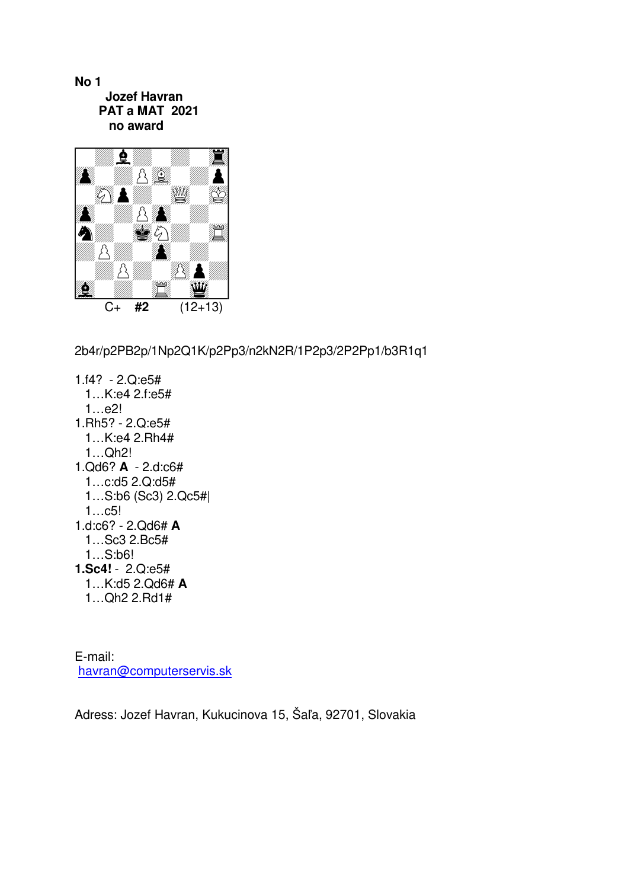**No 1**

**Jozef Havran**
**PAT a MAT 2021**
**no award**

C+ **#2** (12+13)

2b4r/p2PB2p/1Np2Q1K/p2Pp3/n2kN2R/1P2p3/2P2Pp1/b3R1q1

1.f4? - 2.Q:e5#
  1…K:e4 2.f:e5#
  1…e2!
1.Rh5? - 2.Q:e5#
  1…K:e4 2.Rh4#
  1…Qh2!
1.Qd6? **A** - 2.d:c6#
  1…c:d5 2.Q:d5#
  1…S:b6 (Sc3) 2.Qc5#|
  1…c5!
1.d:c6? - 2.Qd6# **A**
  1…Sc3 2.Bc5#
  1…S:b6!
**1.Sc4!** - 2.Q:e5#
  1…K:d5 2.Qd6# **A**
  1…Qh2 2.Rd1#

E-mail:
havran@computerservis.sk

Adress: Jozef Havran, Kukucinova 15, Šaľa, 92701, Slovakia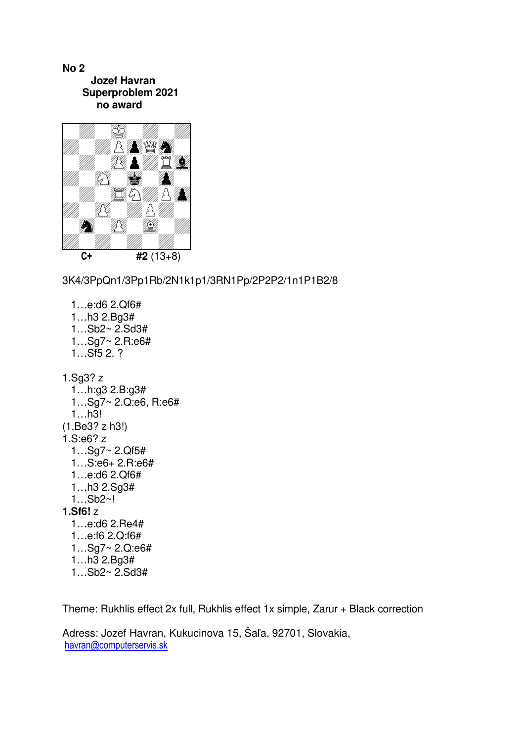**No 2**

**Jozef Havran**
**Superproblem 2021**
**no award**

**C+** **#2** (13+8)

3K4/3PpQn1/3Pp1Rb/2N1k1p1/3RN1Pp/2P2P2/1n1P1B2/8

1…e:d6 2.Qf6#
1…h3 2.Bg3#
1…Sb2~ 2.Sd3#
1…Sg7~ 2.R:e6#
1…Sf5 2. ?

1.Sg3? z
1…h:g3 2.B:g3#
1…Sg7~ 2.Q:e6, R:e6#
1…h3!
(1.Be3? z h3!)
1.S:e6? z
1…Sg7~ 2.Qf5#
1…S:e6+ 2.R:e6#
1…e:d6 2.Qf6#
1…h3 2.Sg3#
1…Sb2~!
**1.Sf6!** z
1…e:d6 2.Re4#
1…e:f6 2.Q:f6#
1…Sg7~ 2.Q:e6#
1…h3 2.Bg3#
1…Sb2~ 2.Sd3#

Theme: Rukhlis effect 2x full, Rukhlis effect 1x simple, Zarur + Black correction

Adress: Jozef Havran, Kukucinova 15, Šaľa, 92701, Slovakia,
havran@computerservis.sk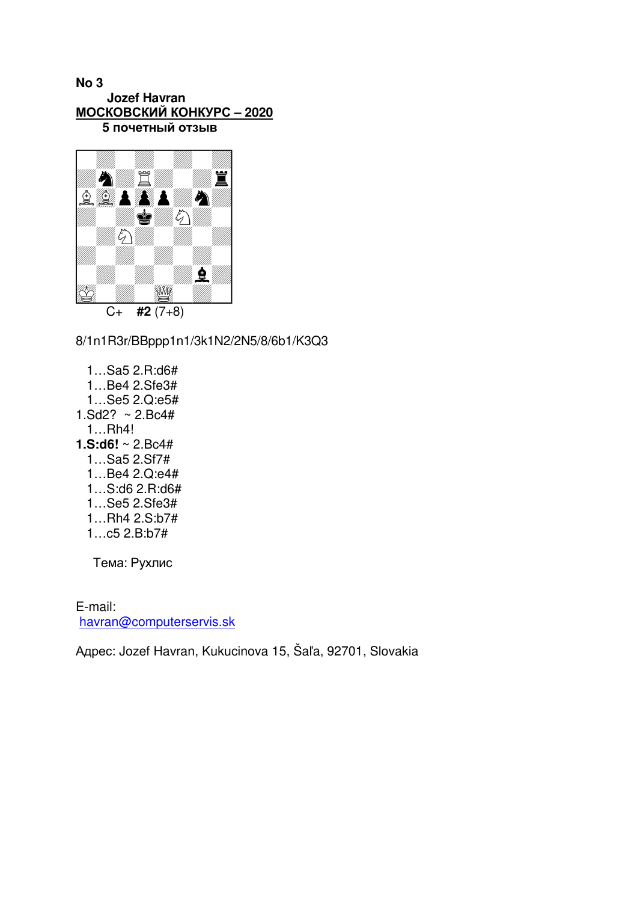**No 3**

**Jozef Havran**

**МОСКОВСКИЙ КОНКУРС – 2020**

**5 почетный отзыв**

C+ **#2** (7+8)

8/1n1R3r/BBppp1n1/3k1N2/2N5/8/6b1/K3Q3

1…Sa5 2.R:d6#
1…Be4 2.Sfe3#
1…Se5 2.Q:e5#

1.Sd2? ~ 2.Bc4#
1…Rh4!

**1.S:d6!** ~ 2.Bc4#
1…Sa5 2.Sf7#
1…Be4 2.Q:e4#
1…S:d6 2.R:d6#
1…Se5 2.Sfe3#
1…Rh4 2.S:b7#
1…c5 2.B:b7#

Тема: Рухлис

E-mail:
havran@computerservis.sk

Адрес: Jozef Havran, Kukucinova 15, Šaľa, 92701, Slovakia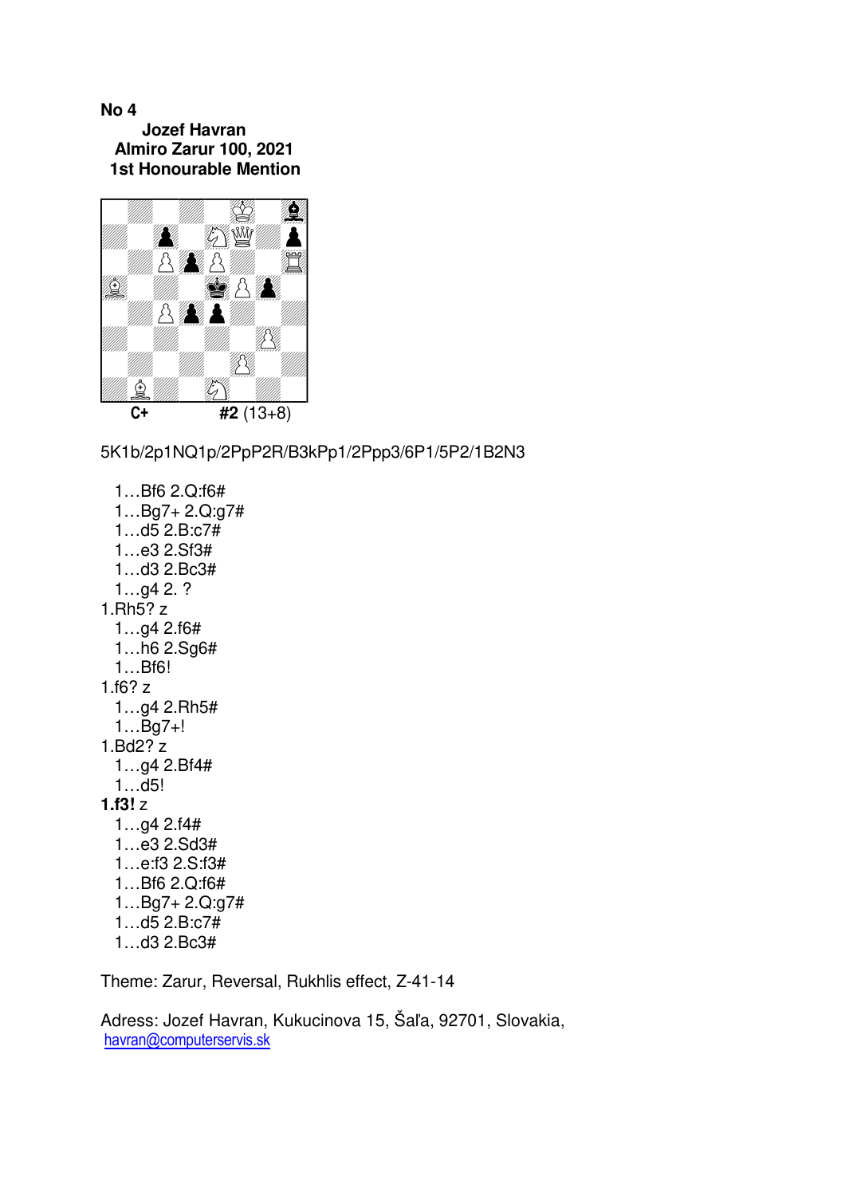**No 4**

**Jozef Havran**
**Almiro Zarur 100, 2021**
**1st Honourable Mention**

C+ **#2** (13+8)

5K1b/2p1NQ1p/2PpP2R/B3kPp1/2Ppp3/6P1/5P2/1B2N3

1…Bf6 2.Q:f6#
1…Bg7+ 2.Q:g7#
1…d5 2.B:c7#
1…e3 2.Sf3#
1…d3 2.Bc3#
1…g4 2. ?

1.Rh5? z
1…g4 2.f6#
1…h6 2.Sg6#
1…Bf6!

1.f6? z
1…g4 2.Rh5#
1…Bg7+!

1.Bd2? z
1…g4 2.Bf4#
1…d5!

**1.f3!** z
1…g4 2.f4#
1…e3 2.Sd3#
1…e:f3 2.S:f3#
1…Bf6 2.Q:f6#
1…Bg7+ 2.Q:g7#
1…d5 2.B:c7#
1…d3 2.Bc3#

Theme: Zarur, Reversal, Rukhlis effect, Z-41-14

Adress: Jozef Havran, Kukucinova 15, Šaľa, 92701, Slovakia,
havran@computerservis.sk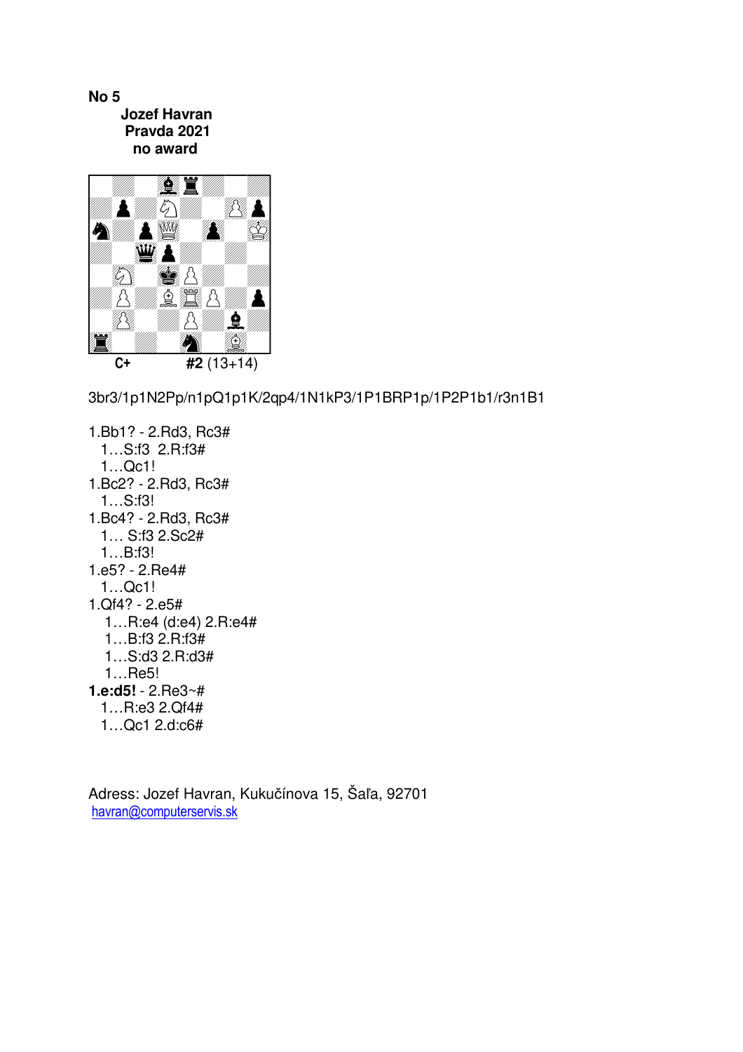**No 5**

**Jozef Havran**
**Pravda 2021**
**no award**

**C+** **#2** (13+14)

3br3/1p1N2Pp/n1pQ1p1K/2qp4/1N1kP3/1P1BRP1p/1P2P1b1/r3n1B1

1.Bb1? - 2.Rd3, Rc3#
  1…S:f3 2.R:f3#
  1…Qc1!
1.Bc2? - 2.Rd3, Rc3#
  1…S:f3!
1.Bc4? - 2.Rd3, Rc3#
  1… S:f3 2.Sc2#
  1…B:f3!
1.e5? - 2.Re4#
  1…Qc1!
1.Qf4? - 2.e5#
  1…R:e4 (d:e4) 2.R:e4#
  1…B:f3 2.R:f3#
  1…S:d3 2.R:d3#
  1…Re5!
**1.e:d5!** - 2.Re3~#
  1…R:e3 2.Qf4#
  1…Qc1 2.d:c6#

Adress: Jozef Havran, Kukučínova 15, Šaľa, 92701
havran@computerservis.sk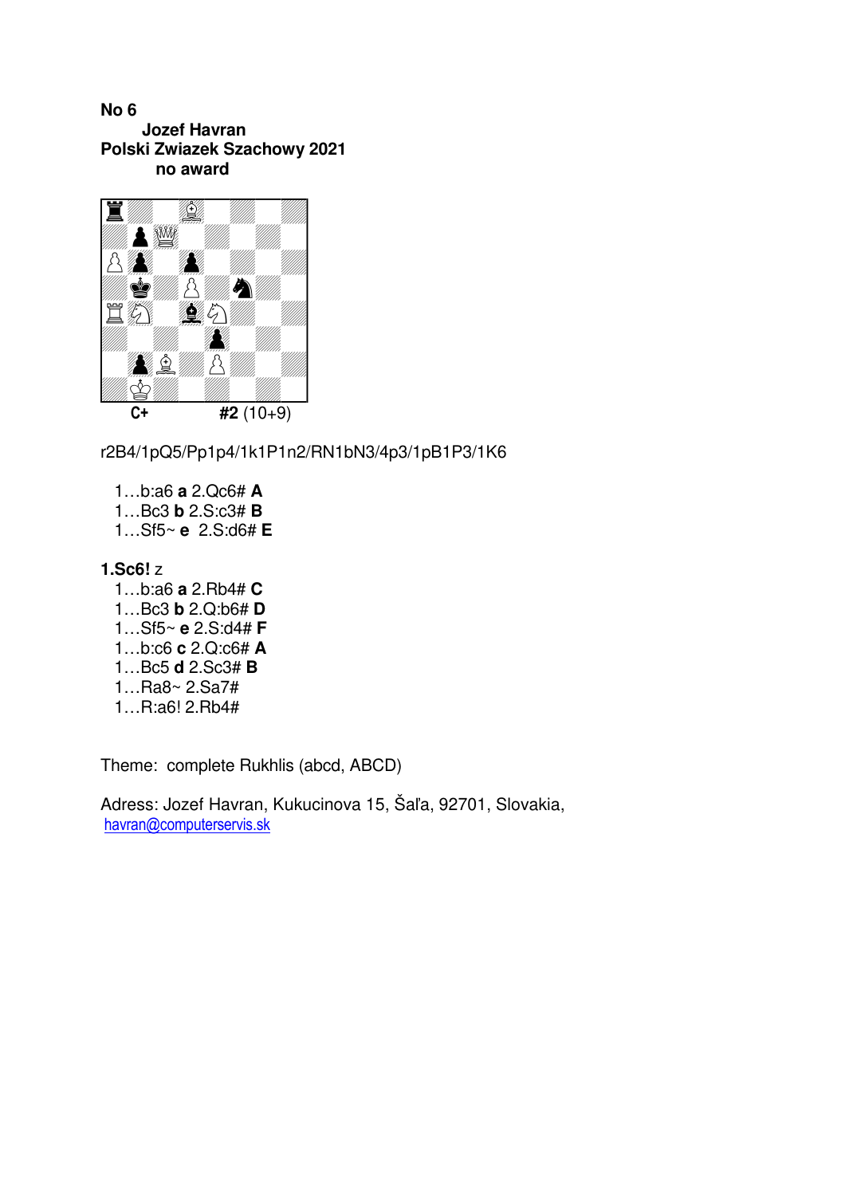**No 6**

**Jozef Havran**

**Polski Zwiazek Szachowy 2021**

**no award**

**C+** **#2** (10+9)

r2B4/1pQ5/Pp1p4/1k1P1n2/RN1bN3/4p3/1pB1P3/1K6

1…b:a6 **a** 2.Qc6# **A**
1…Bc3 **b** 2.S:c3# **B**
1…Sf5~ **e** 2.S:d6# **E**

**1.Sc6!** z
1…b:a6 **a** 2.Rb4# **C**
1…Bc3 **b** 2.Q:b6# **D**
1…Sf5~ **e** 2.S:d4# **F**
1…b:c6 **c** 2.Q:c6# **A**
1…Bc5 **d** 2.Sc3# **B**
1…Ra8~ 2.Sa7#
1…R:a6! 2.Rb4#

Theme: complete Rukhlis (abcd, ABCD)

Adress: Jozef Havran, Kukucinova 15, Šaľa, 92701, Slovakia,
havran@computerservis.sk